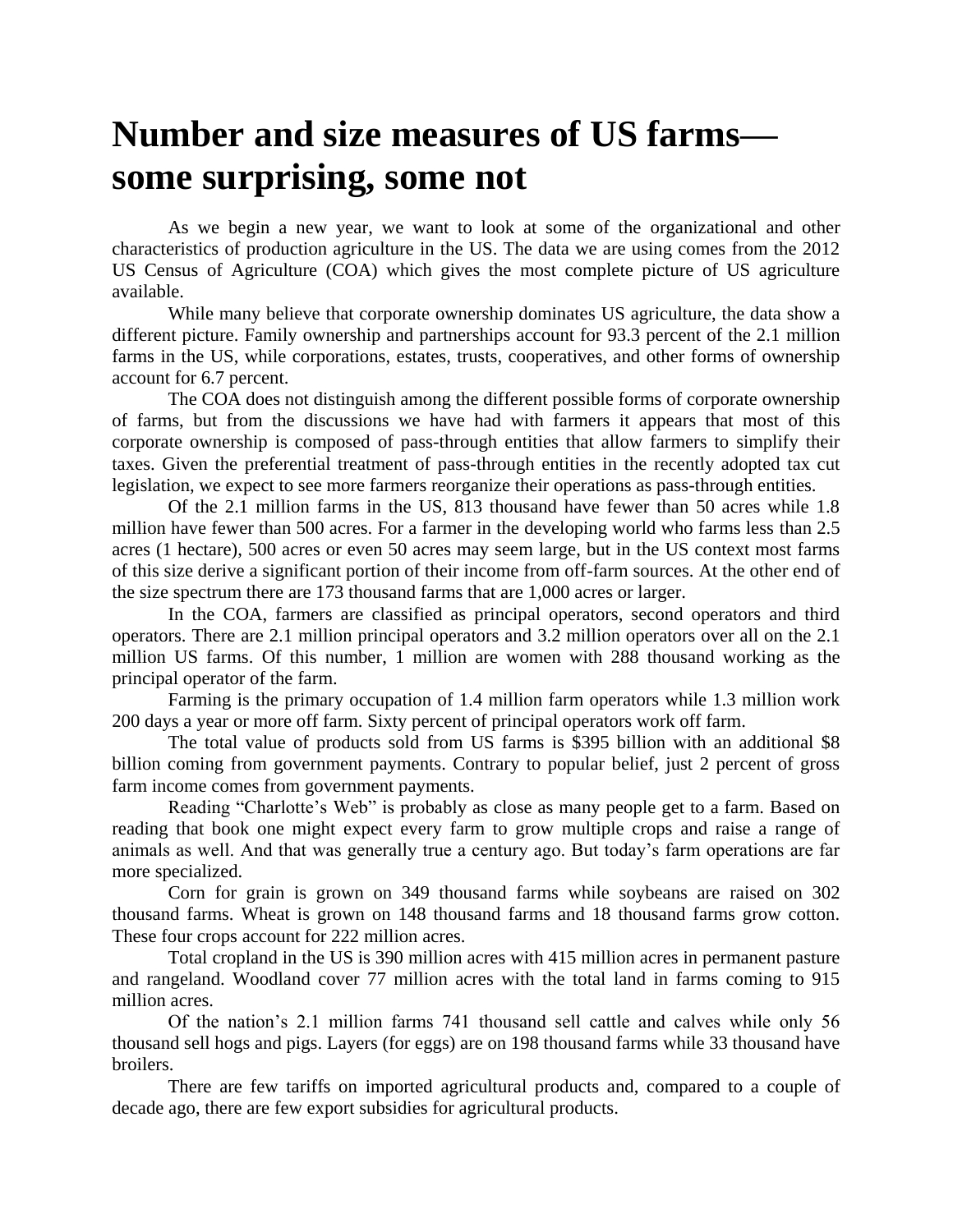# Number and size measures of US farms—some surprising, some not

As we begin a new year, we want to look at some of the organizational and other characteristics of production agriculture in the US. The data we are using comes from the 2012 US Census of Agriculture (COA) which gives the most complete picture of US agriculture available.

While many believe that corporate ownership dominates US agriculture, the data show a different picture. Family ownership and partnerships account for 93.3 percent of the 2.1 million farms in the US, while corporations, estates, trusts, cooperatives, and other forms of ownership account for 6.7 percent.

The COA does not distinguish among the different possible forms of corporate ownership of farms, but from the discussions we have had with farmers it appears that most of this corporate ownership is composed of pass-through entities that allow farmers to simplify their taxes. Given the preferential treatment of pass-through entities in the recently adopted tax cut legislation, we expect to see more farmers reorganize their operations as pass-through entities.

Of the 2.1 million farms in the US, 813 thousand have fewer than 50 acres while 1.8 million have fewer than 500 acres. For a farmer in the developing world who farms less than 2.5 acres (1 hectare), 500 acres or even 50 acres may seem large, but in the US context most farms of this size derive a significant portion of their income from off-farm sources. At the other end of the size spectrum there are 173 thousand farms that are 1,000 acres or larger.

In the COA, farmers are classified as principal operators, second operators and third operators. There are 2.1 million principal operators and 3.2 million operators over all on the 2.1 million US farms. Of this number, 1 million are women with 288 thousand working as the principal operator of the farm.

Farming is the primary occupation of 1.4 million farm operators while 1.3 million work 200 days a year or more off farm. Sixty percent of principal operators work off farm.

The total value of products sold from US farms is $395 billion with an additional $8 billion coming from government payments. Contrary to popular belief, just 2 percent of gross farm income comes from government payments.

Reading "Charlotte's Web" is probably as close as many people get to a farm. Based on reading that book one might expect every farm to grow multiple crops and raise a range of animals as well. And that was generally true a century ago. But today's farm operations are far more specialized.

Corn for grain is grown on 349 thousand farms while soybeans are raised on 302 thousand farms. Wheat is grown on 148 thousand farms and 18 thousand farms grow cotton. These four crops account for 222 million acres.

Total cropland in the US is 390 million acres with 415 million acres in permanent pasture and rangeland. Woodland cover 77 million acres with the total land in farms coming to 915 million acres.

Of the nation's 2.1 million farms 741 thousand sell cattle and calves while only 56 thousand sell hogs and pigs. Layers (for eggs) are on 198 thousand farms while 33 thousand have broilers.

There are few tariffs on imported agricultural products and, compared to a couple of decade ago, there are few export subsidies for agricultural products.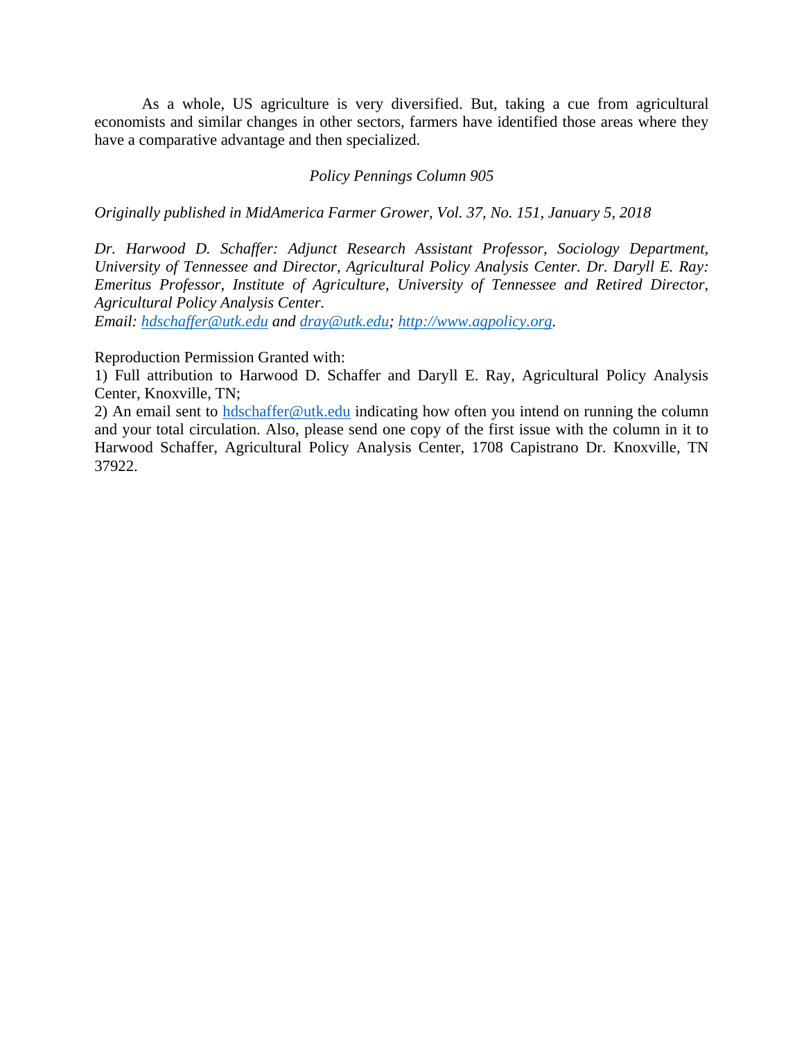As a whole, US agriculture is very diversified. But, taking a cue from agricultural economists and similar changes in other sectors, farmers have identified those areas where they have a comparative advantage and then specialized.

*Policy Pennings Column 905*

*Originally published in MidAmerica Farmer Grower, Vol. 37, No. 151, January 5, 2018*

*Dr. Harwood D. Schaffer: Adjunct Research Assistant Professor, Sociology Department, University of Tennessee and Director, Agricultural Policy Analysis Center. Dr. Daryll E. Ray: Emeritus Professor, Institute of Agriculture, University of Tennessee and Retired Director, Agricultural Policy Analysis Center.*
*Email: hdschaffer@utk.edu and dray@utk.edu; http://www.agpolicy.org.*

Reproduction Permission Granted with:
1) Full attribution to Harwood D. Schaffer and Daryll E. Ray, Agricultural Policy Analysis Center, Knoxville, TN;
2) An email sent to hdschaffer@utk.edu indicating how often you intend on running the column and your total circulation. Also, please send one copy of the first issue with the column in it to Harwood Schaffer, Agricultural Policy Analysis Center, 1708 Capistrano Dr. Knoxville, TN 37922.